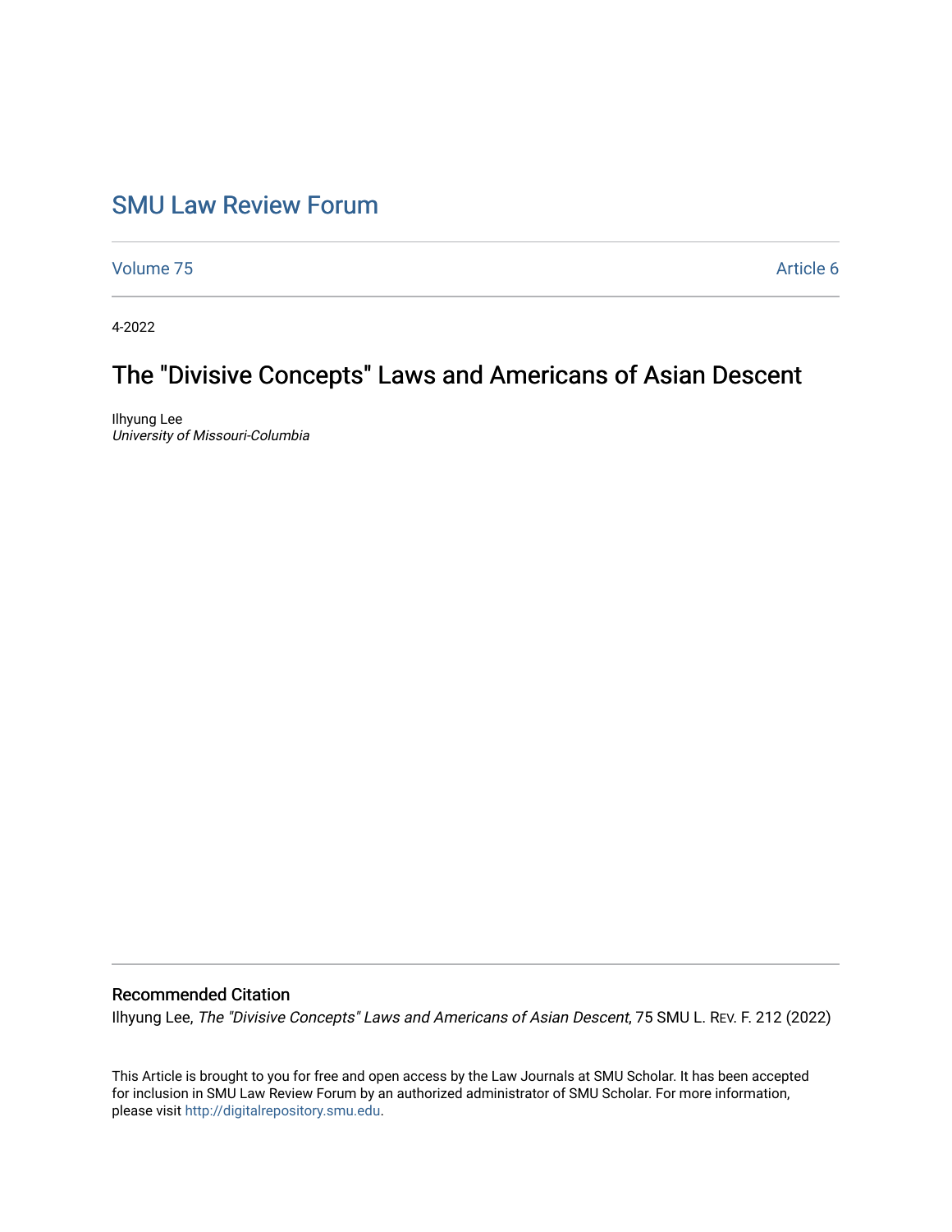# SMU Law Review Forum

Volume 75 | Article 6

4-2022

## The "Divisive Concepts" Laws and Americans of Asian Descent

Ilhyung Lee
*University of Missouri-Columbia*

### Recommended Citation

Ilhyung Lee, *The "Divisive Concepts" Laws and Americans of Asian Descent*, 75 SMU L. Rev. F. 212 (2022)

This Article is brought to you for free and open access by the Law Journals at SMU Scholar. It has been accepted for inclusion in SMU Law Review Forum by an authorized administrator of SMU Scholar. For more information, please visit http://digitalrepository.smu.edu.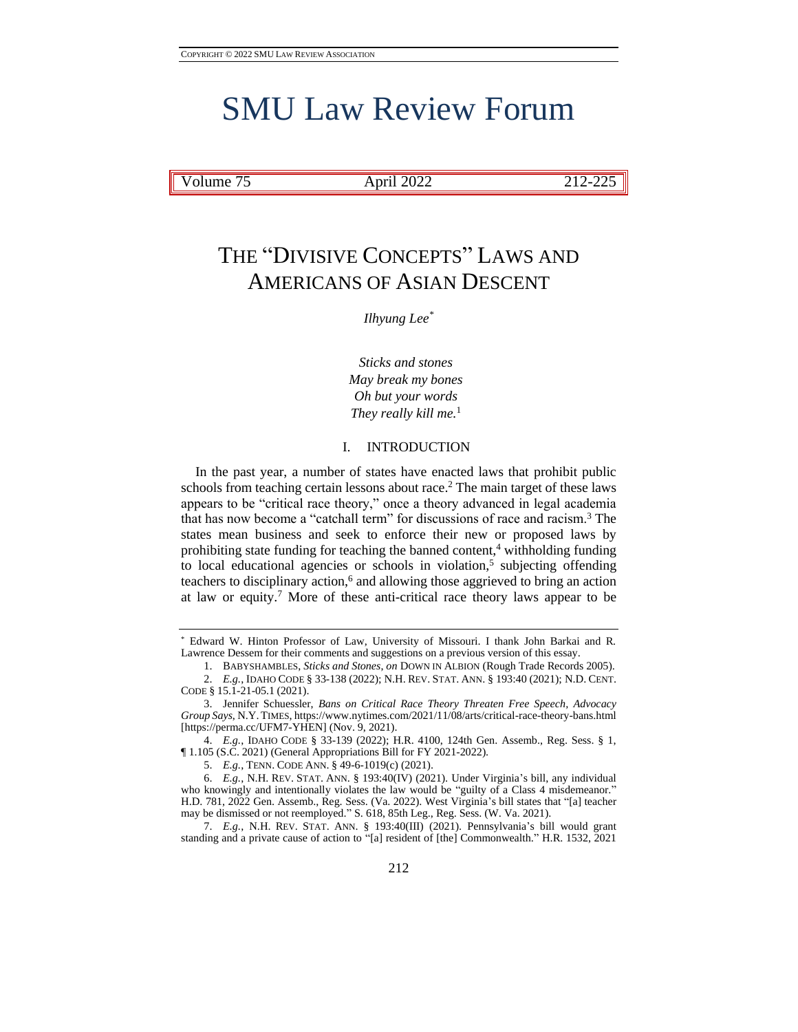COPYRIGHT © 2022 SMU LAW REVIEW ASSOCIATION

# SMU Law Review Forum

| Volume 75 | April 2022 | 212-225 |
|---|---|---|

## THE "DIVISIVE CONCEPTS" LAWS AND AMERICANS OF ASIAN DESCENT

*Ilhyung Lee*[*]

*Sticks and stones*
*May break my bones*
*Oh but your words*
*They really kill me.*[1]

### I. INTRODUCTION

In the past year, a number of states have enacted laws that prohibit public schools from teaching certain lessons about race.[2] The main target of these laws appears to be "critical race theory," once a theory advanced in legal academia that has now become a "catchall term" for discussions of race and racism.[3] The states mean business and seek to enforce their new or proposed laws by prohibiting state funding for teaching the banned content,[4] withholding funding to local educational agencies or schools in violation,[5] subjecting offending teachers to disciplinary action,[6] and allowing those aggrieved to bring an action at law or equity.[7] More of these anti-critical race theory laws appear to be

---

[*] Edward W. Hinton Professor of Law, University of Missouri. I thank John Barkai and R. Lawrence Dessem for their comments and suggestions on a previous version of this essay.

1. BABYSHAMBLES, *Sticks and Stones*, *on* DOWN IN ALBION (Rough Trade Records 2005).

2. *E.g.*, IDAHO CODE § 33-138 (2022); N.H. REV. STAT. ANN. § 193:40 (2021); N.D. CENT. CODE § 15.1-21-05.1 (2021).

3. Jennifer Schuessler, *Bans on Critical Race Theory Threaten Free Speech, Advocacy Group Says*, N.Y. TIMES, https://www.nytimes.com/2021/11/08/arts/critical-race-theory-bans.html [https://perma.cc/UFM7-YHEN] (Nov. 9, 2021).

4. *E.g.*, IDAHO CODE § 33-139 (2022); H.R. 4100, 124th Gen. Assemb., Reg. Sess. § 1, ¶ 1.105 (S.C. 2021) (General Appropriations Bill for FY 2021-2022).

5. *E.g.*, TENN. CODE ANN. § 49-6-1019(c) (2021).

6. *E.g.*, N.H. REV. STAT. ANN. § 193:40(IV) (2021). Under Virginia's bill, any individual who knowingly and intentionally violates the law would be "guilty of a Class 4 misdemeanor." H.D. 781, 2022 Gen. Assemb., Reg. Sess. (Va. 2022). West Virginia's bill states that "[a] teacher may be dismissed or not reemployed." S. 618, 85th Leg., Reg. Sess. (W. Va. 2021).

7. *E.g.*, N.H. REV. STAT. ANN. § 193:40(III) (2021). Pennsylvania's bill would grant standing and a private cause of action to "[a] resident of [the] Commonwealth." H.R. 1532, 2021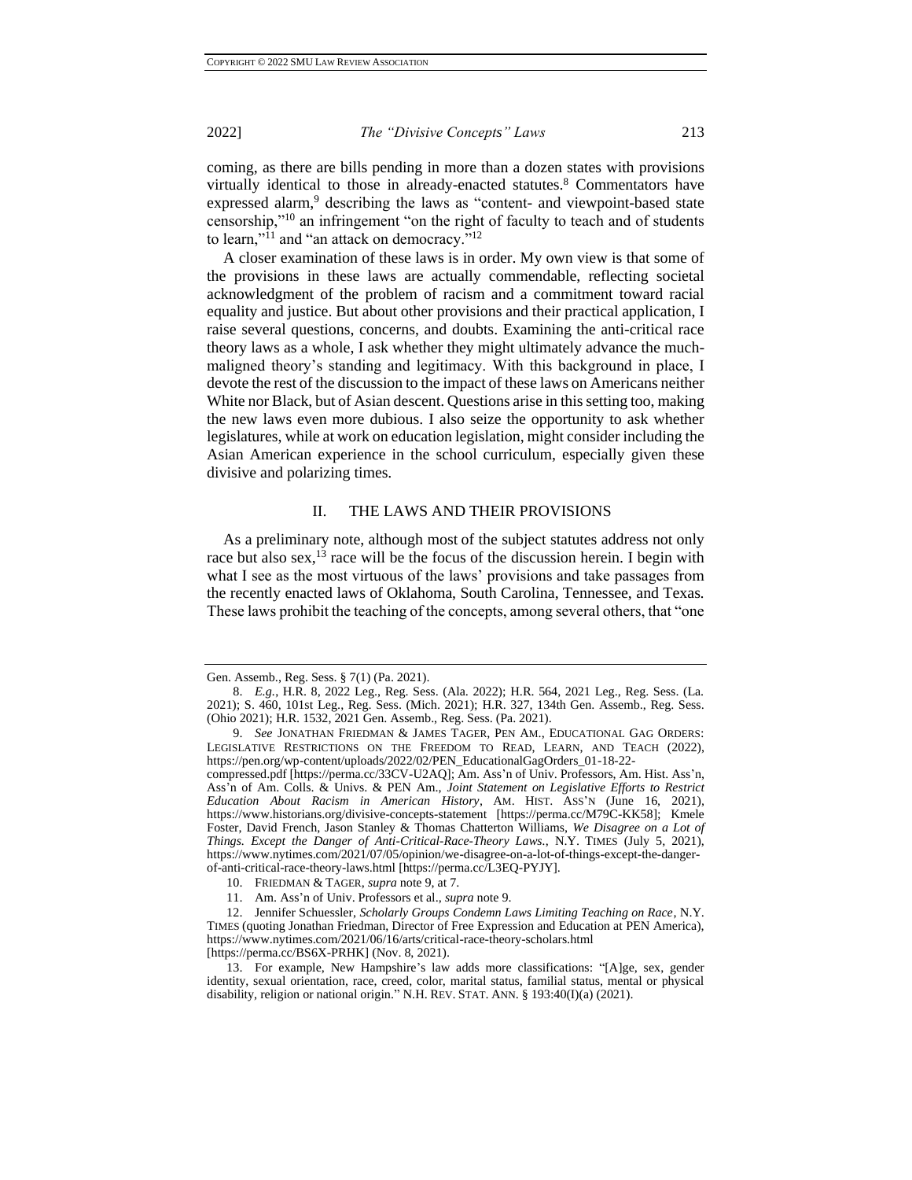coming, as there are bills pending in more than a dozen states with provisions virtually identical to those in already-enacted statutes.[8] Commentators have expressed alarm,[9] describing the laws as "content- and viewpoint-based state censorship,"[10] an infringement "on the right of faculty to teach and of students to learn,"[11] and "an attack on democracy."[12]

A closer examination of these laws is in order. My own view is that some of the provisions in these laws are actually commendable, reflecting societal acknowledgment of the problem of racism and a commitment toward racial equality and justice. But about other provisions and their practical application, I raise several questions, concerns, and doubts. Examining the anti-critical race theory laws as a whole, I ask whether they might ultimately advance the much-maligned theory's standing and legitimacy. With this background in place, I devote the rest of the discussion to the impact of these laws on Americans neither White nor Black, but of Asian descent. Questions arise in this setting too, making the new laws even more dubious. I also seize the opportunity to ask whether legislatures, while at work on education legislation, might consider including the Asian American experience in the school curriculum, especially given these divisive and polarizing times.

## II. THE LAWS AND THEIR PROVISIONS

As a preliminary note, although most of the subject statutes address not only race but also sex,[13] race will be the focus of the discussion herein. I begin with what I see as the most virtuous of the laws' provisions and take passages from the recently enacted laws of Oklahoma, South Carolina, Tennessee, and Texas. These laws prohibit the teaching of the concepts, among several others, that "one

---

Gen. Assemb., Reg. Sess. § 7(1) (Pa. 2021).

8. *E.g.*, H.R. 8, 2022 Leg., Reg. Sess. (Ala. 2022); H.R. 564, 2021 Leg., Reg. Sess. (La. 2021); S. 460, 101st Leg., Reg. Sess. (Mich. 2021); H.R. 327, 134th Gen. Assemb., Reg. Sess. (Ohio 2021); H.R. 1532, 2021 Gen. Assemb., Reg. Sess. (Pa. 2021).

9. *See* JONATHAN FRIEDMAN & JAMES TAGER, PEN AM., EDUCATIONAL GAG ORDERS: LEGISLATIVE RESTRICTIONS ON THE FREEDOM TO READ, LEARN, AND TEACH (2022), https://pen.org/wp-content/uploads/2022/02/PEN_EducationalGagOrders_01-18-22-compressed.pdf [https://perma.cc/33CV-U2AQ]; Am. Ass'n of Univ. Professors, Am. Hist. Ass'n, Ass'n of Am. Colls. & Univs. & PEN Am., *Joint Statement on Legislative Efforts to Restrict Education About Racism in American History*, AM. HIST. ASS'N (June 16, 2021), https://www.historians.org/divisive-concepts-statement [https://perma.cc/M79C-KK58]; Kmele Foster, David French, Jason Stanley & Thomas Chatterton Williams, *We Disagree on a Lot of Things. Except the Danger of Anti-Critical-Race-Theory Laws.*, N.Y. TIMES (July 5, 2021), https://www.nytimes.com/2021/07/05/opinion/we-disagree-on-a-lot-of-things-except-the-danger-of-anti-critical-race-theory-laws.html [https://perma.cc/L3EQ-PYJY].

10. FRIEDMAN & TAGER, *supra* note 9, at 7.

11. Am. Ass'n of Univ. Professors et al., *supra* note 9.

12. Jennifer Schuessler, *Scholarly Groups Condemn Laws Limiting Teaching on Race*, N.Y. TIMES (quoting Jonathan Friedman, Director of Free Expression and Education at PEN America), https://www.nytimes.com/2021/06/16/arts/critical-race-theory-scholars.html [https://perma.cc/BS6X-PRHK] (Nov. 8, 2021).

13. For example, New Hampshire's law adds more classifications: "[A]ge, sex, gender identity, sexual orientation, race, creed, color, marital status, familial status, mental or physical disability, religion or national origin." N.H. REV. STAT. ANN. § 193:40(I)(a) (2021).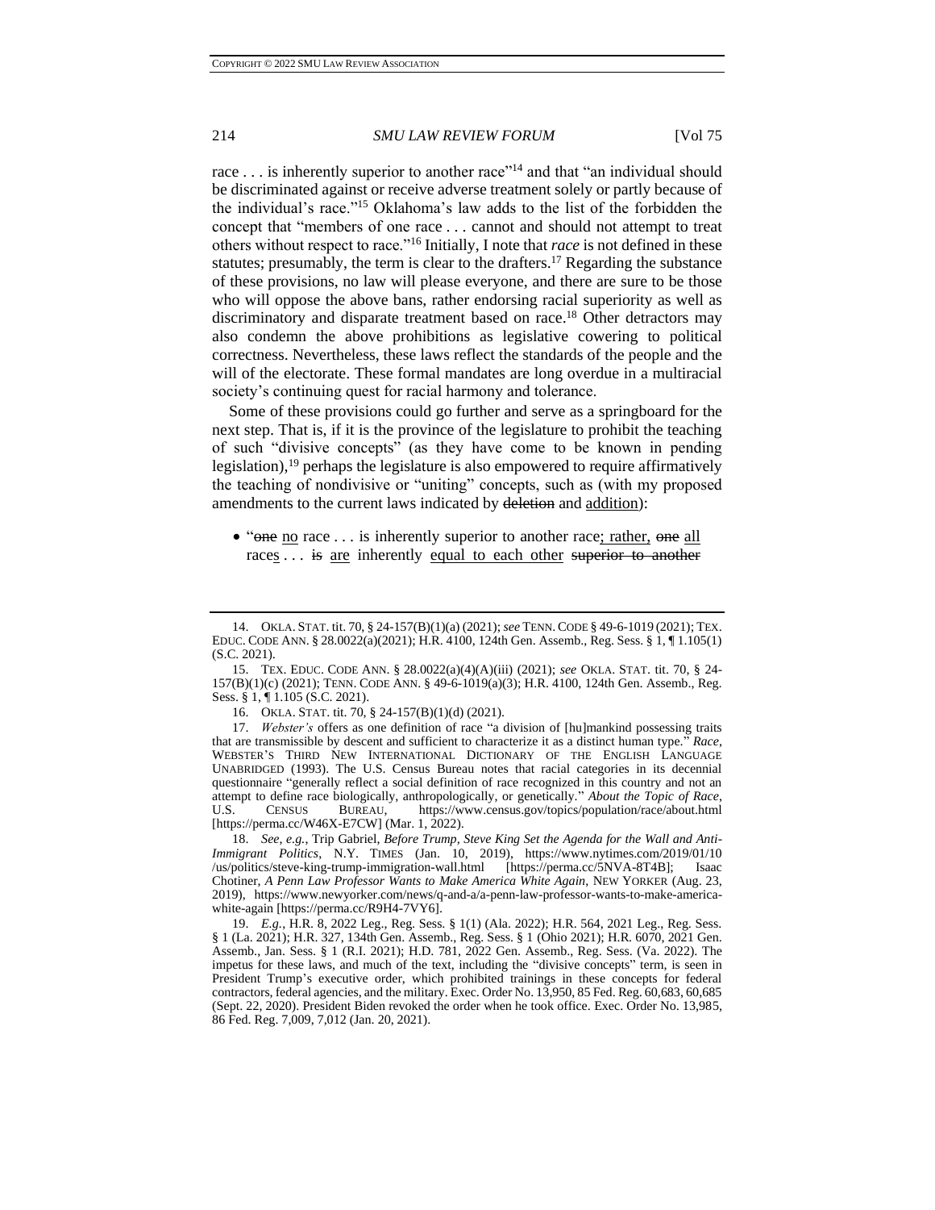race . . . is inherently superior to another race"[14] and that "an individual should be discriminated against or receive adverse treatment solely or partly because of the individual's race."[15] Oklahoma's law adds to the list of the forbidden the concept that "members of one race . . . cannot and should not attempt to treat others without respect to race."[16] Initially, I note that *race* is not defined in these statutes; presumably, the term is clear to the drafters.[17] Regarding the substance of these provisions, no law will please everyone, and there are sure to be those who will oppose the above bans, rather endorsing racial superiority as well as discriminatory and disparate treatment based on race.[18] Other detractors may also condemn the above prohibitions as legislative cowering to political correctness. Nevertheless, these laws reflect the standards of the people and the will of the electorate. These formal mandates are long overdue in a multiracial society's continuing quest for racial harmony and tolerance.

Some of these provisions could go further and serve as a springboard for the next step. That is, if it is the province of the legislature to prohibit the teaching of such "divisive concepts" (as they have come to be known in pending legislation),[19] perhaps the legislature is also empowered to require affirmatively the teaching of nondivisive or "uniting" concepts, such as (with my proposed amendments to the current laws indicated by ~~deletion~~ and <u>addition</u>):

- "~~one~~ <u>no</u> race . . . is inherently superior to another race<u>; rather,</u> ~~one~~ <u>all</u> race<u>s</u> . . . ~~is~~ <u>are</u> inherently <u>equal to each other</u> ~~superior to another~~

---

14. OKLA. STAT. tit. 70, § 24-157(B)(1)(a) (2021); *see* TENN. CODE § 49-6-1019 (2021); TEX. EDUC. CODE ANN. § 28.0022(a)(2021); H.R. 4100, 124th Gen. Assemb., Reg. Sess. § 1, ¶ 1.105(1) (S.C. 2021).

15. TEX. EDUC. CODE ANN. § 28.0022(a)(4)(A)(iii) (2021); *see* OKLA. STAT. tit. 70, § 24-157(B)(1)(c) (2021); TENN. CODE ANN. § 49-6-1019(a)(3); H.R. 4100, 124th Gen. Assemb., Reg. Sess. § 1, ¶ 1.105 (S.C. 2021).

16. OKLA. STAT. tit. 70, § 24-157(B)(1)(d) (2021).

17. *Webster's* offers as one definition of race "a division of [hu]mankind possessing traits that are transmissible by descent and sufficient to characterize it as a distinct human type." *Race*, WEBSTER'S THIRD NEW INTERNATIONAL DICTIONARY OF THE ENGLISH LANGUAGE UNABRIDGED (1993). The U.S. Census Bureau notes that racial categories in its decennial questionnaire "generally reflect a social definition of race recognized in this country and not an attempt to define race biologically, anthropologically, or genetically." *About the Topic of Race*, U.S. CENSUS BUREAU, https://www.census.gov/topics/population/race/about.html [https://perma.cc/W46X-E7CW] (Mar. 1, 2022).

18. *See, e.g.*, Trip Gabriel, *Before Trump, Steve King Set the Agenda for the Wall and Anti-Immigrant Politics*, N.Y. TIMES (Jan. 10, 2019), https://www.nytimes.com/2019/01/10/us/politics/steve-king-trump-immigration-wall.html [https://perma.cc/5NVA-8T4B]; Isaac Chotiner, *A Penn Law Professor Wants to Make America White Again*, NEW YORKER (Aug. 23, 2019), https://www.newyorker.com/news/q-and-a/a-penn-law-professor-wants-to-make-america-white-again [https://perma.cc/R9H4-7VY6].

19. *E.g.*, H.R. 8, 2022 Leg., Reg. Sess. § 1(1) (Ala. 2022); H.R. 564, 2021 Leg., Reg. Sess. § 1 (La. 2021); H.R. 327, 134th Gen. Assemb., Reg. Sess. § 1 (Ohio 2021); H.R. 6070, 2021 Gen. Assemb., Jan. Sess. § 1 (R.I. 2021); H.D. 781, 2022 Gen. Assemb., Reg. Sess. (Va. 2022). The impetus for these laws, and much of the text, including the "divisive concepts" term, is seen in President Trump's executive order, which prohibited trainings in these concepts for federal contractors, federal agencies, and the military. Exec. Order No. 13,950, 85 Fed. Reg. 60,683, 60,685 (Sept. 22, 2020). President Biden revoked the order when he took office. Exec. Order No. 13,985, 86 Fed. Reg. 7,009, 7,012 (Jan. 20, 2021).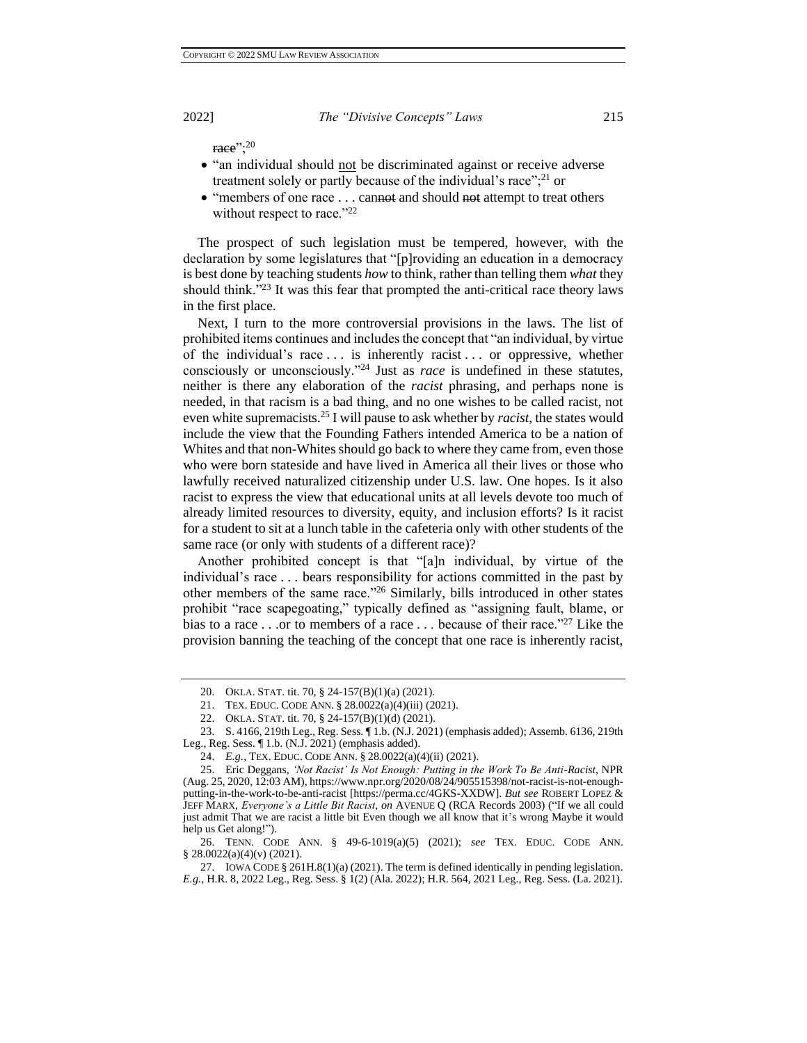~~race~~";[20]

- "an individual should <u>not</u> be discriminated against or receive adverse treatment solely or partly because of the individual's race";[21] or
- "members of one race . . . can~~not~~ and should ~~not~~ attempt to treat others without respect to race."[22]

The prospect of such legislation must be tempered, however, with the declaration by some legislatures that "[p]roviding an education in a democracy is best done by teaching students *how* to think, rather than telling them *what* they should think."[23] It was this fear that prompted the anti-critical race theory laws in the first place.

Next, I turn to the more controversial provisions in the laws. The list of prohibited items continues and includes the concept that "an individual, by virtue of the individual's race . . . is inherently racist . . . or oppressive, whether consciously or unconsciously."[24] Just as *race* is undefined in these statutes, neither is there any elaboration of the *racist* phrasing, and perhaps none is needed, in that racism is a bad thing, and no one wishes to be called racist, not even white supremacists.[25] I will pause to ask whether by *racist*, the states would include the view that the Founding Fathers intended America to be a nation of Whites and that non-Whites should go back to where they came from, even those who were born stateside and have lived in America all their lives or those who lawfully received naturalized citizenship under U.S. law. One hopes. Is it also racist to express the view that educational units at all levels devote too much of already limited resources to diversity, equity, and inclusion efforts? Is it racist for a student to sit at a lunch table in the cafeteria only with other students of the same race (or only with students of a different race)?

Another prohibited concept is that "[a]n individual, by virtue of the individual's race . . . bears responsibility for actions committed in the past by other members of the same race."[26] Similarly, bills introduced in other states prohibit "race scapegoating," typically defined as "assigning fault, blame, or bias to a race . . .or to members of a race . . . because of their race."[27] Like the provision banning the teaching of the concept that one race is inherently racist,

---

20. OKLA. STAT. tit. 70, § 24-157(B)(1)(a) (2021).

21. TEX. EDUC. CODE ANN. § 28.0022(a)(4)(iii) (2021).

22. OKLA. STAT. tit. 70, § 24-157(B)(1)(d) (2021).

23. S. 4166, 219th Leg., Reg. Sess. ¶ 1.b. (N.J. 2021) (emphasis added); Assemb. 6136, 219th Leg., Reg. Sess. ¶ 1.b. (N.J. 2021) (emphasis added).

24. *E.g.*, TEX. EDUC. CODE ANN. § 28.0022(a)(4)(ii) (2021).

25. Eric Deggans, *'Not Racist' Is Not Enough: Putting in the Work To Be Anti-Racist*, NPR (Aug. 25, 2020, 12:03 AM), https://www.npr.org/2020/08/24/905515398/not-racist-is-not-enough-putting-in-the-work-to-be-anti-racist [https://perma.cc/4GKS-XXDW]. *But see* ROBERT LOPEZ & JEFF MARX, *Everyone's a Little Bit Racist*, *on* AVENUE Q (RCA Records 2003) ("If we all could just admit That we are racist a little bit Even though we all know that it's wrong Maybe it would help us Get along!").

26. TENN. CODE ANN. § 49-6-1019(a)(5) (2021); *see* TEX. EDUC. CODE ANN. § 28.0022(a)(4)(v) (2021).

27. IOWA CODE § 261H.8(1)(a) (2021). The term is defined identically in pending legislation. *E.g.*, H.R. 8, 2022 Leg., Reg. Sess. § 1(2) (Ala. 2022); H.R. 564, 2021 Leg., Reg. Sess. (La. 2021).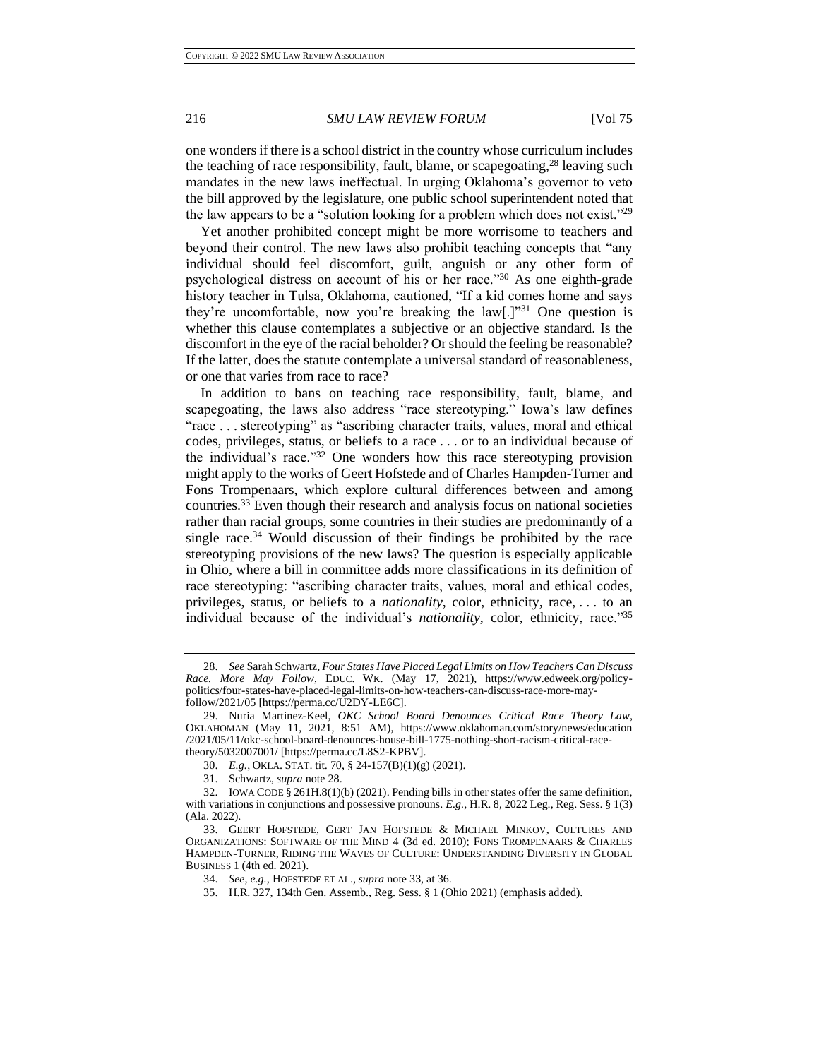one wonders if there is a school district in the country whose curriculum includes the teaching of race responsibility, fault, blame, or scapegoating,[28] leaving such mandates in the new laws ineffectual. In urging Oklahoma's governor to veto the bill approved by the legislature, one public school superintendent noted that the law appears to be a "solution looking for a problem which does not exist."[29]

Yet another prohibited concept might be more worrisome to teachers and beyond their control. The new laws also prohibit teaching concepts that "any individual should feel discomfort, guilt, anguish or any other form of psychological distress on account of his or her race."[30] As one eighth-grade history teacher in Tulsa, Oklahoma, cautioned, "If a kid comes home and says they're uncomfortable, now you're breaking the law[.]"[31] One question is whether this clause contemplates a subjective or an objective standard. Is the discomfort in the eye of the racial beholder? Or should the feeling be reasonable? If the latter, does the statute contemplate a universal standard of reasonableness, or one that varies from race to race?

In addition to bans on teaching race responsibility, fault, blame, and scapegoating, the laws also address "race stereotyping." Iowa's law defines "race . . . stereotyping" as "ascribing character traits, values, moral and ethical codes, privileges, status, or beliefs to a race . . . or to an individual because of the individual's race."[32] One wonders how this race stereotyping provision might apply to the works of Geert Hofstede and of Charles Hampden-Turner and Fons Trompenaars, which explore cultural differences between and among countries.[33] Even though their research and analysis focus on national societies rather than racial groups, some countries in their studies are predominantly of a single race.[34] Would discussion of their findings be prohibited by the race stereotyping provisions of the new laws? The question is especially applicable in Ohio, where a bill in committee adds more classifications in its definition of race stereotyping: "ascribing character traits, values, moral and ethical codes, privileges, status, or beliefs to a *nationality*, color, ethnicity, race, . . . to an individual because of the individual's *nationality*, color, ethnicity, race."[35]

---

28. *See* Sarah Schwartz, *Four States Have Placed Legal Limits on How Teachers Can Discuss Race. More May Follow*, EDUC. WK. (May 17, 2021), https://www.edweek.org/policy-politics/four-states-have-placed-legal-limits-on-how-teachers-can-discuss-race-more-may-follow/2021/05 [https://perma.cc/U2DY-LE6C].

29. Nuria Martinez-Keel, *OKC School Board Denounces Critical Race Theory Law*, OKLAHOMAN (May 11, 2021, 8:51 AM), https://www.oklahoman.com/story/news/education/2021/05/11/okc-school-board-denounces-house-bill-1775-nothing-short-racism-critical-race-theory/5032007001/ [https://perma.cc/L8S2-KPBV].

30. *E.g.*, OKLA. STAT. tit. 70, § 24-157(B)(1)(g) (2021).

31. Schwartz, *supra* note 28.

32. IOWA CODE § 261H.8(1)(b) (2021). Pending bills in other states offer the same definition, with variations in conjunctions and possessive pronouns. *E.g.*, H.R. 8, 2022 Leg., Reg. Sess. § 1(3) (Ala. 2022).

33. GEERT HOFSTEDE, GERT JAN HOFSTEDE & MICHAEL MINKOV, CULTURES AND ORGANIZATIONS: SOFTWARE OF THE MIND 4 (3d ed. 2010); FONS TROMPENAARS & CHARLES HAMPDEN-TURNER, RIDING THE WAVES OF CULTURE: UNDERSTANDING DIVERSITY IN GLOBAL BUSINESS 1 (4th ed. 2021).

34. *See, e.g.*, HOFSTEDE ET AL., *supra* note 33, at 36.

35. H.R. 327, 134th Gen. Assemb., Reg. Sess. § 1 (Ohio 2021) (emphasis added).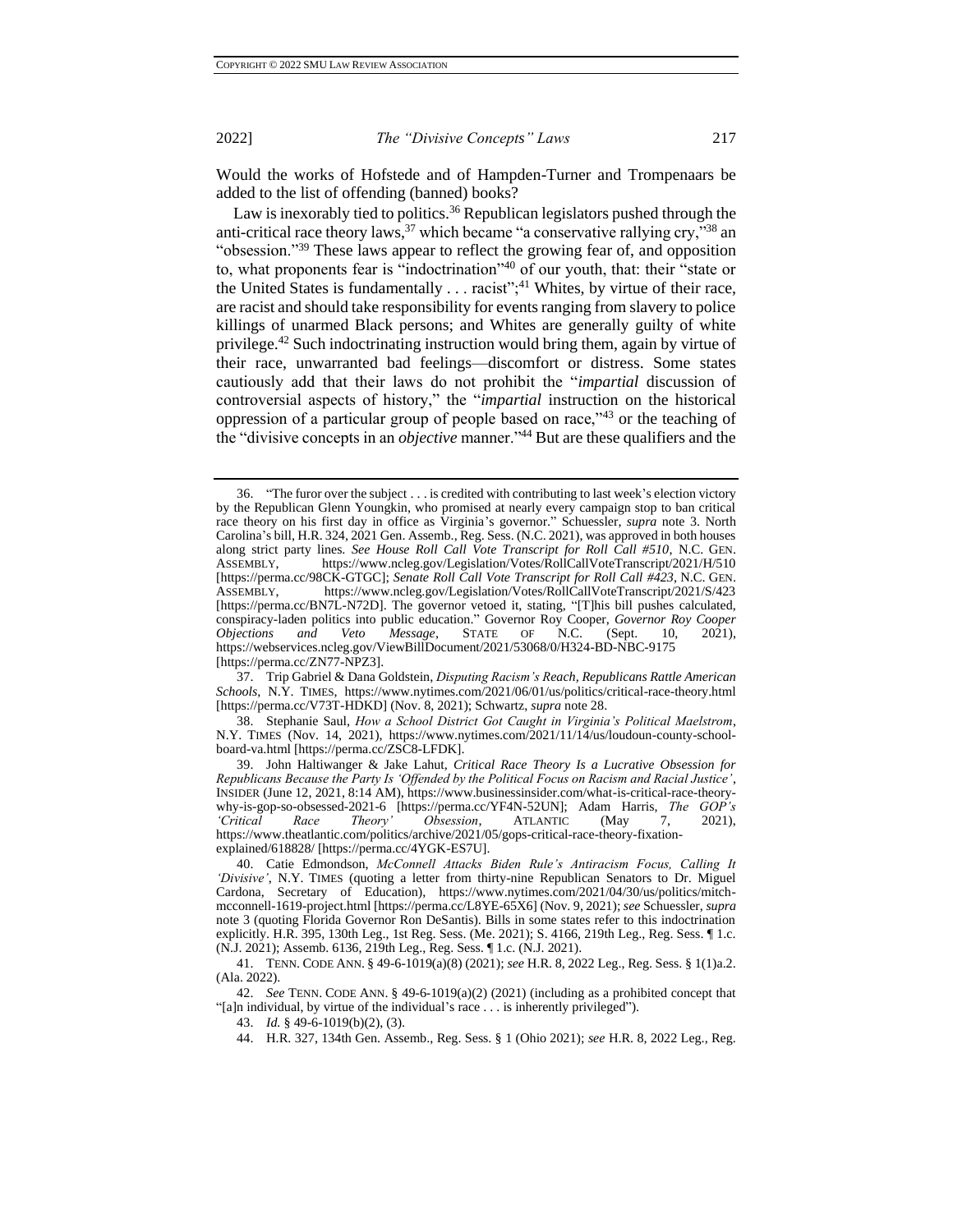Would the works of Hofstede and of Hampden-Turner and Trompenaars be added to the list of offending (banned) books?

Law is inexorably tied to politics.[36] Republican legislators pushed through the anti-critical race theory laws,[37] which became "a conservative rallying cry,"[38] an "obsession."[39] These laws appear to reflect the growing fear of, and opposition to, what proponents fear is "indoctrination"[40] of our youth, that: their "state or the United States is fundamentally . . . racist";[41] Whites, by virtue of their race, are racist and should take responsibility for events ranging from slavery to police killings of unarmed Black persons; and Whites are generally guilty of white privilege.[42] Such indoctrinating instruction would bring them, again by virtue of their race, unwarranted bad feelings—discomfort or distress. Some states cautiously add that their laws do not prohibit the "*impartial* discussion of controversial aspects of history," the "*impartial* instruction on the historical oppression of a particular group of people based on race,"[43] or the teaching of the "divisive concepts in an *objective* manner."[44] But are these qualifiers and the

---

36. "The furor over the subject . . . is credited with contributing to last week's election victory by the Republican Glenn Youngkin, who promised at nearly every campaign stop to ban critical race theory on his first day in office as Virginia's governor." Schuessler, *supra* note 3. North Carolina's bill, H.R. 324, 2021 Gen. Assemb., Reg. Sess. (N.C. 2021), was approved in both houses along strict party lines. *See House Roll Call Vote Transcript for Roll Call #510*, N.C. GEN. ASSEMBLY, https://www.ncleg.gov/Legislation/Votes/RollCallVoteTranscript/2021/H/510 [https://perma.cc/98CK-GTGC]; *Senate Roll Call Vote Transcript for Roll Call #423*, N.C. GEN. ASSEMBLY, https://www.ncleg.gov/Legislation/Votes/RollCallVoteTranscript/2021/S/423 [https://perma.cc/BN7L-N72D]. The governor vetoed it, stating, "[T]his bill pushes calculated, conspiracy-laden politics into public education." Governor Roy Cooper, *Governor Roy Cooper Objections and Veto Message*, STATE OF N.C. (Sept. 10, 2021), https://webservices.ncleg.gov/ViewBillDocument/2021/53068/0/H324-BD-NBC-9175 [https://perma.cc/ZN77-NPZ3].

37. Trip Gabriel & Dana Goldstein, *Disputing Racism's Reach, Republicans Rattle American Schools*, N.Y. TIMES, https://www.nytimes.com/2021/06/01/us/politics/critical-race-theory.html [https://perma.cc/V73T-HDKD] (Nov. 8, 2021); Schwartz, *supra* note 28.

38. Stephanie Saul, *How a School District Got Caught in Virginia's Political Maelstrom*, N.Y. TIMES (Nov. 14, 2021), https://www.nytimes.com/2021/11/14/us/loudoun-county-school-board-va.html [https://perma.cc/ZSC8-LFDK].

39. John Haltiwanger & Jake Lahut, *Critical Race Theory Is a Lucrative Obsession for Republicans Because the Party Is 'Offended by the Political Focus on Racism and Racial Justice'*, INSIDER (June 12, 2021, 8:14 AM), https://www.businessinsider.com/what-is-critical-race-theory-why-is-gop-so-obsessed-2021-6 [https://perma.cc/YF4N-52UN]; Adam Harris, *The GOP's 'Critical Race Theory' Obsession*, ATLANTIC (May 7, 2021), https://www.theatlantic.com/politics/archive/2021/05/gops-critical-race-theory-fixation-explained/618828/ [https://perma.cc/4YGK-ES7U].

40. Catie Edmondson, *McConnell Attacks Biden Rule's Antiracism Focus, Calling It 'Divisive'*, N.Y. TIMES (quoting a letter from thirty-nine Republican Senators to Dr. Miguel Cardona, Secretary of Education), https://www.nytimes.com/2021/04/30/us/politics/mitch-mcconnell-1619-project.html [https://perma.cc/L8YE-65X6] (Nov. 9, 2021); *see* Schuessler, *supra* note 3 (quoting Florida Governor Ron DeSantis). Bills in some states refer to this indoctrination explicitly. H.R. 395, 130th Leg., 1st Reg. Sess. (Me. 2021); S. 4166, 219th Leg., Reg. Sess. ¶ 1.c. (N.J. 2021); Assemb. 6136, 219th Leg., Reg. Sess. ¶ 1.c. (N.J. 2021).

41. TENN. CODE ANN. § 49-6-1019(a)(8) (2021); *see* H.R. 8, 2022 Leg., Reg. Sess. § 1(1)a.2. (Ala. 2022).

42. *See* TENN. CODE ANN. § 49-6-1019(a)(2) (2021) (including as a prohibited concept that "[a]n individual, by virtue of the individual's race . . . is inherently privileged").

43. *Id.* § 49-6-1019(b)(2), (3).

44. H.R. 327, 134th Gen. Assemb., Reg. Sess. § 1 (Ohio 2021); *see* H.R. 8, 2022 Leg., Reg.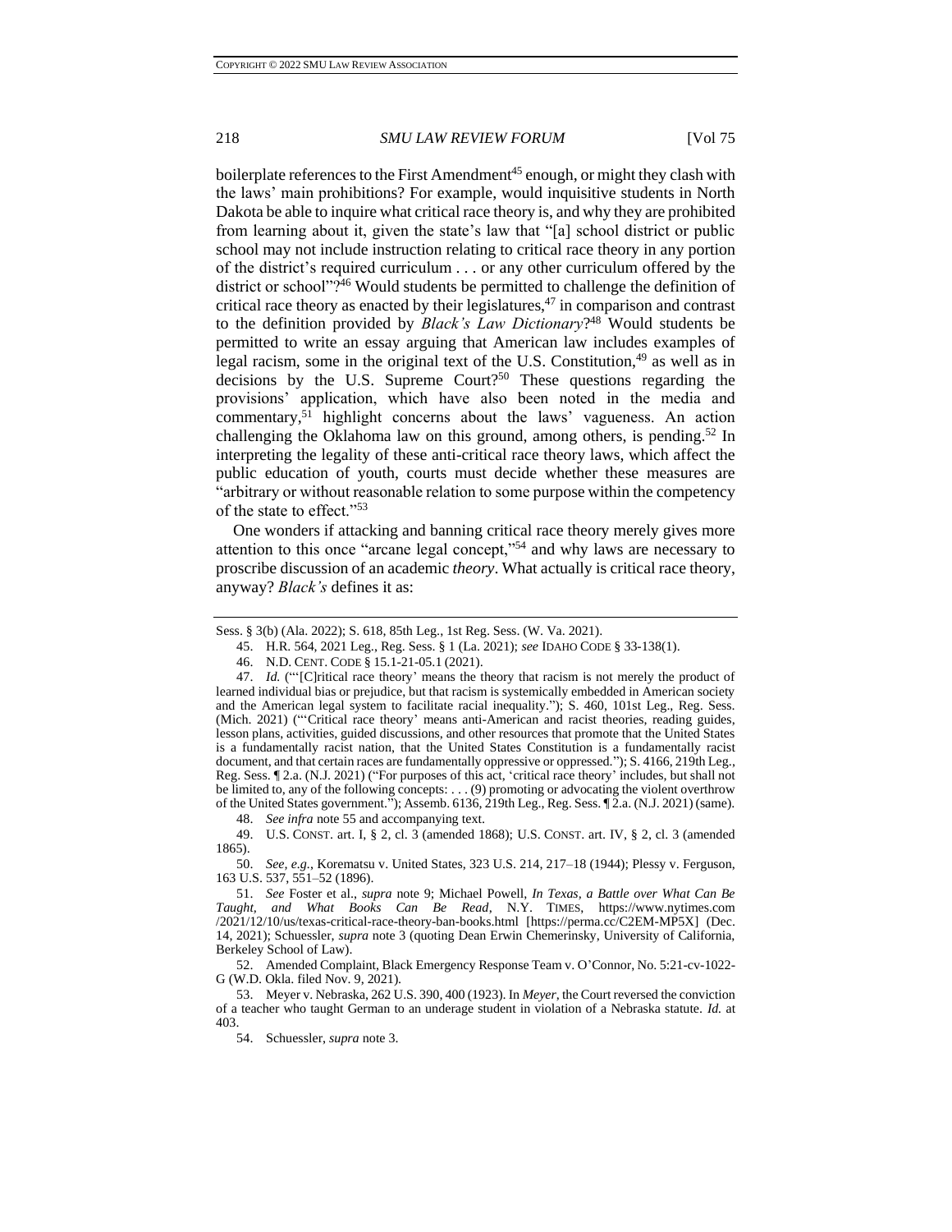boilerplate references to the First Amendment[45] enough, or might they clash with the laws' main prohibitions? For example, would inquisitive students in North Dakota be able to inquire what critical race theory is, and why they are prohibited from learning about it, given the state's law that "[a] school district or public school may not include instruction relating to critical race theory in any portion of the district's required curriculum . . . or any other curriculum offered by the district or school"?[46] Would students be permitted to challenge the definition of critical race theory as enacted by their legislatures,[47] in comparison and contrast to the definition provided by *Black's Law Dictionary*?[48] Would students be permitted to write an essay arguing that American law includes examples of legal racism, some in the original text of the U.S. Constitution,[49] as well as in decisions by the U.S. Supreme Court?[50] These questions regarding the provisions' application, which have also been noted in the media and commentary,[51] highlight concerns about the laws' vagueness. An action challenging the Oklahoma law on this ground, among others, is pending.[52] In interpreting the legality of these anti-critical race theory laws, which affect the public education of youth, courts must decide whether these measures are "arbitrary or without reasonable relation to some purpose within the competency of the state to effect."[53]

One wonders if attacking and banning critical race theory merely gives more attention to this once "arcane legal concept,"[54] and why laws are necessary to proscribe discussion of an academic *theory*. What actually is critical race theory, anyway? *Black's* defines it as:

---

Sess. § 3(b) (Ala. 2022); S. 618, 85th Leg., 1st Reg. Sess. (W. Va. 2021).

45. H.R. 564, 2021 Leg., Reg. Sess. § 1 (La. 2021); *see* IDAHO CODE § 33-138(1).

46. N.D. CENT. CODE § 15.1-21-05.1 (2021).

47. *Id.* ("'[C]ritical race theory' means the theory that racism is not merely the product of learned individual bias or prejudice, but that racism is systemically embedded in American society and the American legal system to facilitate racial inequality."); S. 460, 101st Leg., Reg. Sess. (Mich. 2021) ("'Critical race theory' means anti-American and racist theories, reading guides, lesson plans, activities, guided discussions, and other resources that promote that the United States is a fundamentally racist nation, that the United States Constitution is a fundamentally racist document, and that certain races are fundamentally oppressive or oppressed."); S. 4166, 219th Leg., Reg. Sess. ¶ 2.a. (N.J. 2021) ("For purposes of this act, 'critical race theory' includes, but shall not be limited to, any of the following concepts: . . . (9) promoting or advocating the violent overthrow of the United States government."); Assemb. 6136, 219th Leg., Reg. Sess. ¶ 2.a. (N.J. 2021) (same).

48. *See infra* note 55 and accompanying text.

49. U.S. CONST. art. I, § 2, cl. 3 (amended 1868); U.S. CONST. art. IV, § 2, cl. 3 (amended 1865).

50. *See, e.g.*, Korematsu v. United States, 323 U.S. 214, 217–18 (1944); Plessy v. Ferguson, 163 U.S. 537, 551–52 (1896).

51. *See* Foster et al., *supra* note 9; Michael Powell, *In Texas, a Battle over What Can Be Taught, and What Books Can Be Read*, N.Y. TIMES, https://www.nytimes.com/2021/12/10/us/texas-critical-race-theory-ban-books.html [https://perma.cc/C2EM-MP5X] (Dec. 14, 2021); Schuessler, *supra* note 3 (quoting Dean Erwin Chemerinsky, University of California, Berkeley School of Law).

52. Amended Complaint, Black Emergency Response Team v. O'Connor, No. 5:21-cv-1022-G (W.D. Okla. filed Nov. 9, 2021).

53. Meyer v. Nebraska, 262 U.S. 390, 400 (1923). In *Meyer*, the Court reversed the conviction of a teacher who taught German to an underage student in violation of a Nebraska statute. *Id.* at 403.

54. Schuessler, *supra* note 3.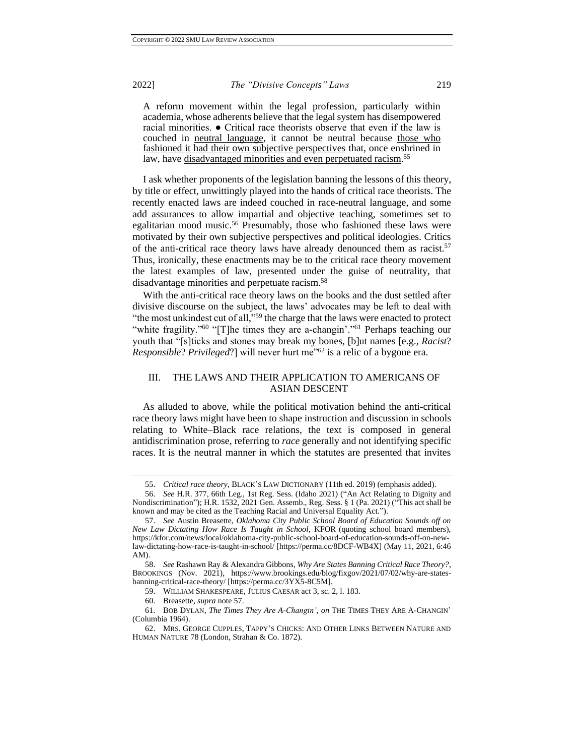A reform movement within the legal profession, particularly within academia, whose adherents believe that the legal system has disempowered racial minorities. ● Critical race theorists observe that even if the law is couched in <u>neutral language</u>, it cannot be neutral because <u>those who fashioned it had their own subjective perspectives</u> that, once enshrined in law, have <u>disadvantaged minorities and even perpetuated racism</u>.[55]

I ask whether proponents of the legislation banning the lessons of this theory, by title or effect, unwittingly played into the hands of critical race theorists. The recently enacted laws are indeed couched in race-neutral language, and some add assurances to allow impartial and objective teaching, sometimes set to egalitarian mood music.[56] Presumably, those who fashioned these laws were motivated by their own subjective perspectives and political ideologies. Critics of the anti-critical race theory laws have already denounced them as racist.[57] Thus, ironically, these enactments may be to the critical race theory movement the latest examples of law, presented under the guise of neutrality, that disadvantage minorities and perpetuate racism.[58]

With the anti-critical race theory laws on the books and the dust settled after divisive discourse on the subject, the laws' advocates may be left to deal with "the most unkindest cut of all,"[59] the charge that the laws were enacted to protect "white fragility."[60] "[T]he times they are a-changin'."[61] Perhaps teaching our youth that "[s]ticks and stones may break my bones, [b]ut names [e.g., *Racist*? *Responsible*? *Privileged*?] will never hurt me"[62] is a relic of a bygone era.

## III. THE LAWS AND THEIR APPLICATION TO AMERICANS OF ASIAN DESCENT

As alluded to above, while the political motivation behind the anti-critical race theory laws might have been to shape instruction and discussion in schools relating to White–Black race relations, the text is composed in general antidiscrimination prose, referring to *race* generally and not identifying specific races. It is the neutral manner in which the statutes are presented that invites

---

55. *Critical race theory*, BLACK'S LAW DICTIONARY (11th ed. 2019) (emphasis added).

56. *See* H.R. 377, 66th Leg., 1st Reg. Sess. (Idaho 2021) ("An Act Relating to Dignity and Nondiscrimination"); H.R. 1532, 2021 Gen. Assemb., Reg. Sess. § 1 (Pa. 2021) ("This act shall be known and may be cited as the Teaching Racial and Universal Equality Act.").

57. *See* Austin Breasette, *Oklahoma City Public School Board of Education Sounds off on New Law Dictating How Race Is Taught in School*, KFOR (quoting school board members), https://kfor.com/news/local/oklahoma-city-public-school-board-of-education-sounds-off-on-new-law-dictating-how-race-is-taught-in-school/ [https://perma.cc/8DCF-WB4X] (May 11, 2021, 6:46 AM).

58. *See* Rashawn Ray & Alexandra Gibbons, *Why Are States Banning Critical Race Theory?*, BROOKINGS (Nov. 2021), https://www.brookings.edu/blog/fixgov/2021/07/02/why-are-states-banning-critical-race-theory/ [https://perma.cc/3YX5-8C5M].

59. WILLIAM SHAKESPEARE, JULIUS CAESAR act 3, sc. 2, l. 183.

60. Breasette, *supra* note 57.

61. BOB DYLAN, *The Times They Are A-Changin'*, *on* THE TIMES THEY ARE A-CHANGIN' (Columbia 1964).

62. MRS. GEORGE CUPPLES, TAPPY'S CHICKS: AND OTHER LINKS BETWEEN NATURE AND HUMAN NATURE 78 (London, Strahan & Co. 1872).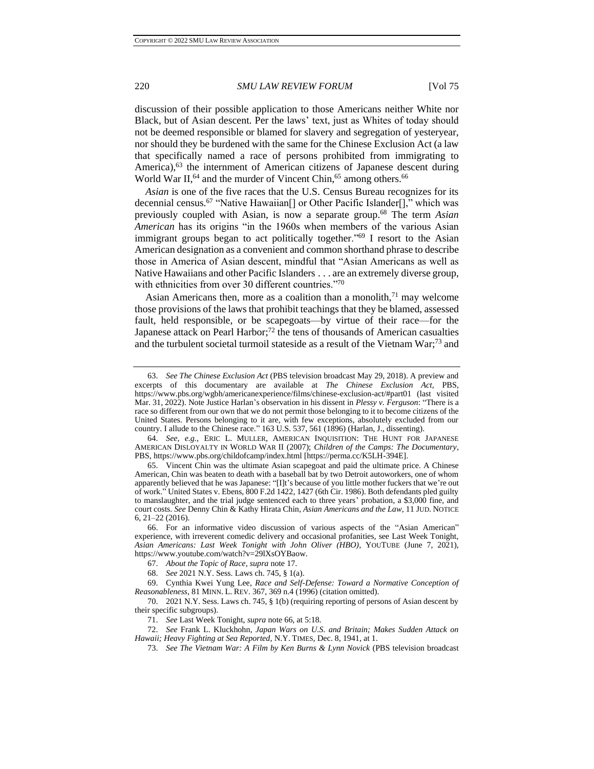discussion of their possible application to those Americans neither White nor Black, but of Asian descent. Per the laws' text, just as Whites of today should not be deemed responsible or blamed for slavery and segregation of yesteryear, nor should they be burdened with the same for the Chinese Exclusion Act (a law that specifically named a race of persons prohibited from immigrating to America),[63] the internment of American citizens of Japanese descent during World War II,[64] and the murder of Vincent Chin,[65] among others.[66]

*Asian* is one of the five races that the U.S. Census Bureau recognizes for its decennial census.[67] "Native Hawaiian[] or Other Pacific Islander[]," which was previously coupled with Asian, is now a separate group.[68] The term *Asian American* has its origins "in the 1960s when members of the various Asian immigrant groups began to act politically together."[69] I resort to the Asian American designation as a convenient and common shorthand phrase to describe those in America of Asian descent, mindful that "Asian Americans as well as Native Hawaiians and other Pacific Islanders . . . are an extremely diverse group, with ethnicities from over 30 different countries."[70]

Asian Americans then, more as a coalition than a monolith,[71] may welcome those provisions of the laws that prohibit teachings that they be blamed, assessed fault, held responsible, or be scapegoats—by virtue of their race—for the Japanese attack on Pearl Harbor;[72] the tens of thousands of American casualties and the turbulent societal turmoil stateside as a result of the Vietnam War;[73] and

---

63. *See The Chinese Exclusion Act* (PBS television broadcast May 29, 2018). A preview and excerpts of this documentary are available at *The Chinese Exclusion Act*, PBS, https://www.pbs.org/wgbh/americanexperience/films/chinese-exclusion-act/#part01 (last visited Mar. 31, 2022). Note Justice Harlan's observation in his dissent in *Plessy v. Ferguson*: "There is a race so different from our own that we do not permit those belonging to it to become citizens of the United States. Persons belonging to it are, with few exceptions, absolutely excluded from our country. I allude to the Chinese race." 163 U.S. 537, 561 (1896) (Harlan, J., dissenting).

64. *See, e.g.*, ERIC L. MULLER, AMERICAN INQUISITION: THE HUNT FOR JAPANESE AMERICAN DISLOYALTY IN WORLD WAR II (2007); *Children of the Camps: The Documentary*, PBS, https://www.pbs.org/childofcamp/index.html [https://perma.cc/K5LH-394E].

65. Vincent Chin was the ultimate Asian scapegoat and paid the ultimate price. A Chinese American, Chin was beaten to death with a baseball bat by two Detroit autoworkers, one of whom apparently believed that he was Japanese: "[I]t's because of you little mother fuckers that we're out of work." United States v. Ebens, 800 F.2d 1422, 1427 (6th Cir. 1986). Both defendants pled guilty to manslaughter, and the trial judge sentenced each to three years' probation, a $3,000 fine, and court costs. *See* Denny Chin & Kathy Hirata Chin, *Asian Americans and the Law*, 11 JUD. NOTICE 6, 21–22 (2016).

66. For an informative video discussion of various aspects of the "Asian American" experience, with irreverent comedic delivery and occasional profanities, see Last Week Tonight, *Asian Americans: Last Week Tonight with John Oliver (HBO)*, YOUTUBE (June 7, 2021), https://www.youtube.com/watch?v=29lXsOYBaow.

67. *About the Topic of Race*, *supra* note 17.

68. *See* 2021 N.Y. Sess. Laws ch. 745, § 1(a).

69. Cynthia Kwei Yung Lee, *Race and Self-Defense: Toward a Normative Conception of Reasonableness*, 81 MINN. L. REV. 367, 369 n.4 (1996) (citation omitted).

70. 2021 N.Y. Sess. Laws ch. 745, § 1(b) (requiring reporting of persons of Asian descent by their specific subgroups).

71. *See* Last Week Tonight, *supra* note 66, at 5:18.

72. *See* Frank L. Kluckhohn, *Japan Wars on U.S. and Britain; Makes Sudden Attack on Hawaii; Heavy Fighting at Sea Reported*, N.Y. TIMES, Dec. 8, 1941, at 1.

73. *See The Vietnam War: A Film by Ken Burns & Lynn Novick* (PBS television broadcast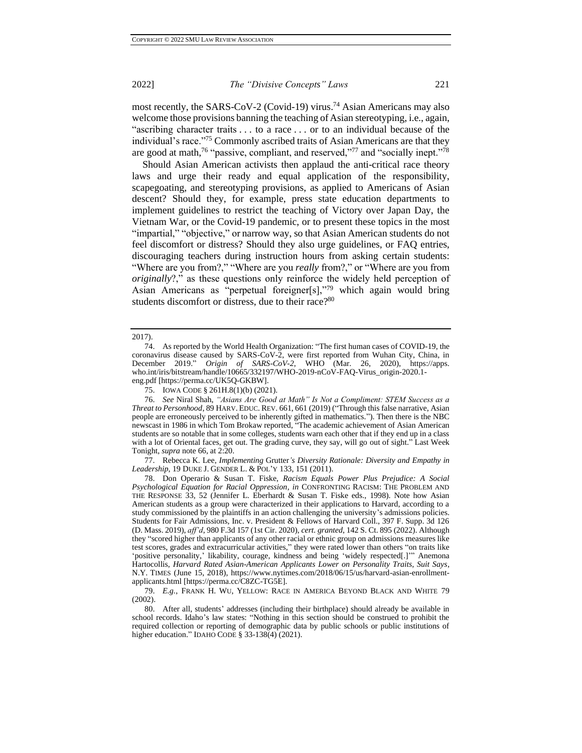most recently, the SARS-CoV-2 (Covid-19) virus.[74] Asian Americans may also welcome those provisions banning the teaching of Asian stereotyping, i.e., again, "ascribing character traits . . . to a race . . . or to an individual because of the individual's race."[75] Commonly ascribed traits of Asian Americans are that they are good at math,[76] "passive, compliant, and reserved,"[77] and "socially inept."[78]

Should Asian American activists then applaud the anti-critical race theory laws and urge their ready and equal application of the responsibility, scapegoating, and stereotyping provisions, as applied to Americans of Asian descent? Should they, for example, press state education departments to implement guidelines to restrict the teaching of Victory over Japan Day, the Vietnam War, or the Covid-19 pandemic, or to present these topics in the most "impartial," "objective," or narrow way, so that Asian American students do not feel discomfort or distress? Should they also urge guidelines, or FAQ entries, discouraging teachers during instruction hours from asking certain students: "Where are you from?," "Where are you *really* from?," or "Where are you from *originally*?," as these questions only reinforce the widely held perception of Asian Americans as "perpetual foreigner[s],"[79] which again would bring students discomfort or distress, due to their race?[80]

---

2017).

74. As reported by the World Health Organization: "The first human cases of COVID-19, the coronavirus disease caused by SARS-CoV-2, were first reported from Wuhan City, China, in December 2019." *Origin of SARS-CoV-2*, WHO (Mar. 26, 2020), https://apps.who.int/iris/bitstream/handle/10665/332197/WHO-2019-nCoV-FAQ-Virus_origin-2020.1-eng.pdf [https://perma.cc/UK5Q-GKBW].

75. IOWA CODE § 261H.8(1)(b) (2021).

76. *See* Niral Shah, *"Asians Are Good at Math" Is Not a Compliment: STEM Success as a Threat to Personhood*, 89 HARV. EDUC. REV. 661, 661 (2019) ("Through this false narrative, Asian people are erroneously perceived to be inherently gifted in mathematics."). Then there is the NBC newscast in 1986 in which Tom Brokaw reported, "The academic achievement of Asian American students are so notable that in some colleges, students warn each other that if they end up in a class with a lot of Oriental faces, get out. The grading curve, they say, will go out of sight." Last Week Tonight, *supra* note 66, at 2:20.

77. Rebecca K. Lee, *Implementing* Grutter*'s Diversity Rationale: Diversity and Empathy in Leadership*, 19 DUKE J. GENDER L. & POL'Y 133, 151 (2011).

78. Don Operario & Susan T. Fiske, *Racism Equals Power Plus Prejudice: A Social Psychological Equation for Racial Oppression*, *in* CONFRONTING RACISM: THE PROBLEM AND THE RESPONSE 33, 52 (Jennifer L. Eberhardt & Susan T. Fiske eds., 1998). Note how Asian American students as a group were characterized in their applications to Harvard, according to a study commissioned by the plaintiffs in an action challenging the university's admissions policies. Students for Fair Admissions, Inc. v. President & Fellows of Harvard Coll., 397 F. Supp. 3d 126 (D. Mass. 2019), *aff'd*, 980 F.3d 157 (1st Cir. 2020), *cert. granted*, 142 S. Ct. 895 (2022). Although they "scored higher than applicants of any other racial or ethnic group on admissions measures like test scores, grades and extracurricular activities," they were rated lower than others "on traits like 'positive personality,' likability, courage, kindness and being 'widely respected[.]'" Anemona Hartocollis, *Harvard Rated Asian-American Applicants Lower on Personality Traits, Suit Says*, N.Y. TIMES (June 15, 2018), https://www.nytimes.com/2018/06/15/us/harvard-asian-enrollment-applicants.html [https://perma.cc/C8ZC-TG5E].

79. *E.g.*, FRANK H. WU, YELLOW: RACE IN AMERICA BEYOND BLACK AND WHITE 79 (2002).

80. After all, students' addresses (including their birthplace) should already be available in school records. Idaho's law states: "Nothing in this section should be construed to prohibit the required collection or reporting of demographic data by public schools or public institutions of higher education." IDAHO CODE § 33-138(4) (2021).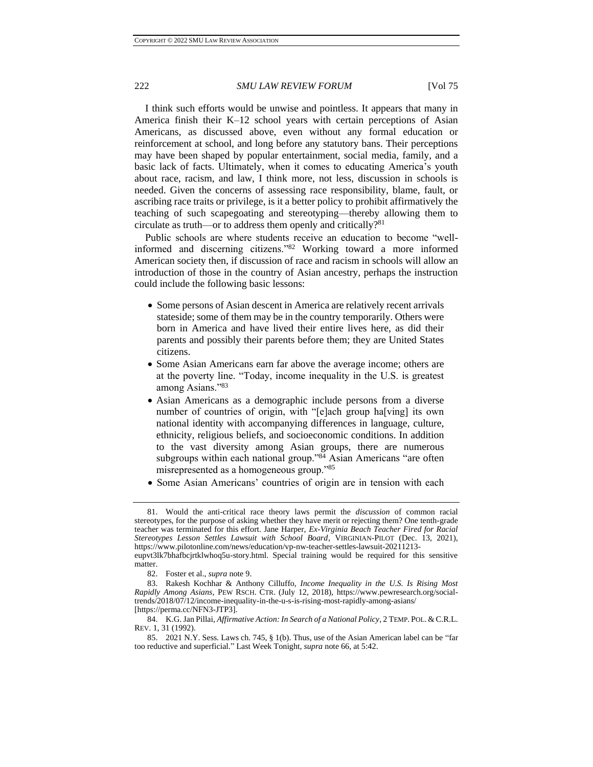I think such efforts would be unwise and pointless. It appears that many in America finish their K–12 school years with certain perceptions of Asian Americans, as discussed above, even without any formal education or reinforcement at school, and long before any statutory bans. Their perceptions may have been shaped by popular entertainment, social media, family, and a basic lack of facts. Ultimately, when it comes to educating America's youth about race, racism, and law, I think more, not less, discussion in schools is needed. Given the concerns of assessing race responsibility, blame, fault, or ascribing race traits or privilege, is it a better policy to prohibit affirmatively the teaching of such scapegoating and stereotyping—thereby allowing them to circulate as truth—or to address them openly and critically?[81]

Public schools are where students receive an education to become "well-informed and discerning citizens."[82] Working toward a more informed American society then, if discussion of race and racism in schools will allow an introduction of those in the country of Asian ancestry, perhaps the instruction could include the following basic lessons:

- Some persons of Asian descent in America are relatively recent arrivals stateside; some of them may be in the country temporarily. Others were born in America and have lived their entire lives here, as did their parents and possibly their parents before them; they are United States citizens.
- Some Asian Americans earn far above the average income; others are at the poverty line. "Today, income inequality in the U.S. is greatest among Asians."[83]
- Asian Americans as a demographic include persons from a diverse number of countries of origin, with "[e]ach group ha[ving] its own national identity with accompanying differences in language, culture, ethnicity, religious beliefs, and socioeconomic conditions. In addition to the vast diversity among Asian groups, there are numerous subgroups within each national group."[84] Asian Americans "are often misrepresented as a homogeneous group."[85]
- Some Asian Americans' countries of origin are in tension with each

---

81. Would the anti-critical race theory laws permit the *discussion* of common racial stereotypes, for the purpose of asking whether they have merit or rejecting them? One tenth-grade teacher was terminated for this effort. Jane Harper, *Ex-Virginia Beach Teacher Fired for Racial Stereotypes Lesson Settles Lawsuit with School Board*, VIRGINIAN-PILOT (Dec. 13, 2021), https://www.pilotonline.com/news/education/vp-nw-teacher-settles-lawsuit-20211213-eupvt3lk7bhafbcjrtklwhoq5u-story.html. Special training would be required for this sensitive matter.

82. Foster et al., *supra* note 9.

83. Rakesh Kochhar & Anthony Cilluffo, *Income Inequality in the U.S. Is Rising Most Rapidly Among Asians*, PEW RSCH. CTR. (July 12, 2018), https://www.pewresearch.org/social-trends/2018/07/12/income-inequality-in-the-u-s-is-rising-most-rapidly-among-asians/ [https://perma.cc/NFN3-JTP3].

84. K.G. Jan Pillai, *Affirmative Action: In Search of a National Policy*, 2 TEMP. POL. & C.R.L. REV. 1, 31 (1992).

85. 2021 N.Y. Sess. Laws ch. 745, § 1(b). Thus, use of the Asian American label can be "far too reductive and superficial." Last Week Tonight, *supra* note 66, at 5:42.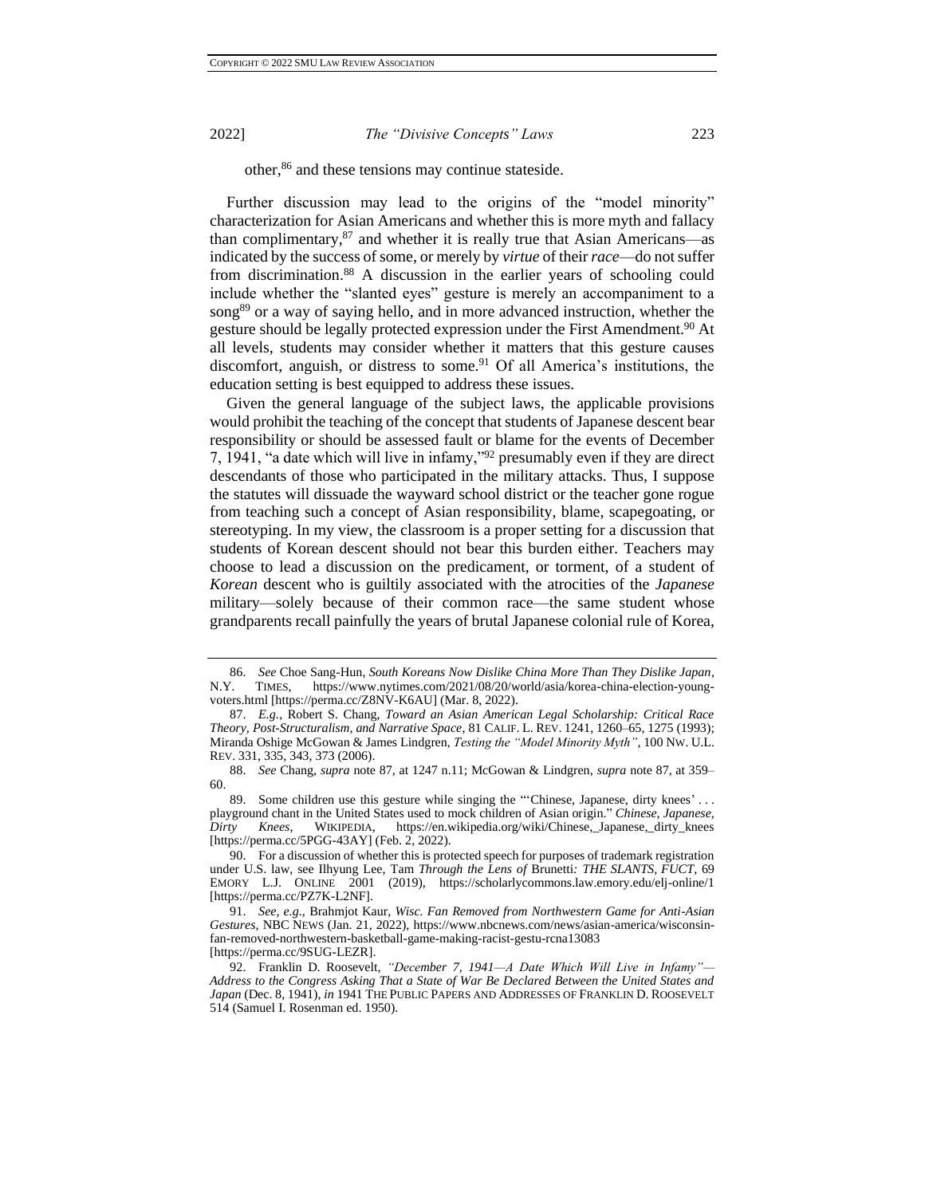other,[86] and these tensions may continue stateside.

Further discussion may lead to the origins of the "model minority" characterization for Asian Americans and whether this is more myth and fallacy than complimentary,[87] and whether it is really true that Asian Americans—as indicated by the success of some, or merely by *virtue* of their *race*—do not suffer from discrimination.[88] A discussion in the earlier years of schooling could include whether the "slanted eyes" gesture is merely an accompaniment to a song[89] or a way of saying hello, and in more advanced instruction, whether the gesture should be legally protected expression under the First Amendment.[90] At all levels, students may consider whether it matters that this gesture causes discomfort, anguish, or distress to some.[91] Of all America's institutions, the education setting is best equipped to address these issues.

Given the general language of the subject laws, the applicable provisions would prohibit the teaching of the concept that students of Japanese descent bear responsibility or should be assessed fault or blame for the events of December 7, 1941, "a date which will live in infamy,"[92] presumably even if they are direct descendants of those who participated in the military attacks. Thus, I suppose the statutes will dissuade the wayward school district or the teacher gone rogue from teaching such a concept of Asian responsibility, blame, scapegoating, or stereotyping. In my view, the classroom is a proper setting for a discussion that students of Korean descent should not bear this burden either. Teachers may choose to lead a discussion on the predicament, or torment, of a student of *Korean* descent who is guiltily associated with the atrocities of the *Japanese* military—solely because of their common race—the same student whose grandparents recall painfully the years of brutal Japanese colonial rule of Korea,

---

86. *See* Choe Sang-Hun, *South Koreans Now Dislike China More Than They Dislike Japan*, N.Y. TIMES, https://www.nytimes.com/2021/08/20/world/asia/korea-china-election-young-voters.html [https://perma.cc/Z8NV-K6AU] (Mar. 8, 2022).

87. *E.g.*, Robert S. Chang, *Toward an Asian American Legal Scholarship: Critical Race Theory, Post-Structuralism, and Narrative Space*, 81 CALIF. L. REV. 1241, 1260–65, 1275 (1993); Miranda Oshige McGowan & James Lindgren, *Testing the "Model Minority Myth"*, 100 NW. U.L. REV. 331, 335, 343, 373 (2006).

88. *See* Chang, *supra* note 87, at 1247 n.11; McGowan & Lindgren, *supra* note 87, at 359–60.

89. Some children use this gesture while singing the "'Chinese, Japanese, dirty knees' . . . playground chant in the United States used to mock children of Asian origin." *Chinese, Japanese, Dirty Knees*, WIKIPEDIA, https://en.wikipedia.org/wiki/Chinese,_Japanese,_dirty_knees [https://perma.cc/5PGG-43AY] (Feb. 2, 2022).

90. For a discussion of whether this is protected speech for purposes of trademark registration under U.S. law, see Ilhyung Lee, Tam *Through the Lens of* Brunetti*: THE SLANTS, FUCT*, 69 EMORY L.J. ONLINE 2001 (2019), https://scholarlycommons.law.emory.edu/elj-online/1 [https://perma.cc/PZ7K-L2NF].

91. *See, e.g.*, Brahmjot Kaur, *Wisc. Fan Removed from Northwestern Game for Anti-Asian Gestures*, NBC NEWS (Jan. 21, 2022), https://www.nbcnews.com/news/asian-america/wisconsin-fan-removed-northwestern-basketball-game-making-racist-gestu-rcna13083 [https://perma.cc/9SUG-LEZR].

92. Franklin D. Roosevelt, *"December 7, 1941—A Date Which Will Live in Infamy"—Address to the Congress Asking That a State of War Be Declared Between the United States and Japan* (Dec. 8, 1941), *in* 1941 THE PUBLIC PAPERS AND ADDRESSES OF FRANKLIN D. ROOSEVELT 514 (Samuel I. Rosenman ed. 1950).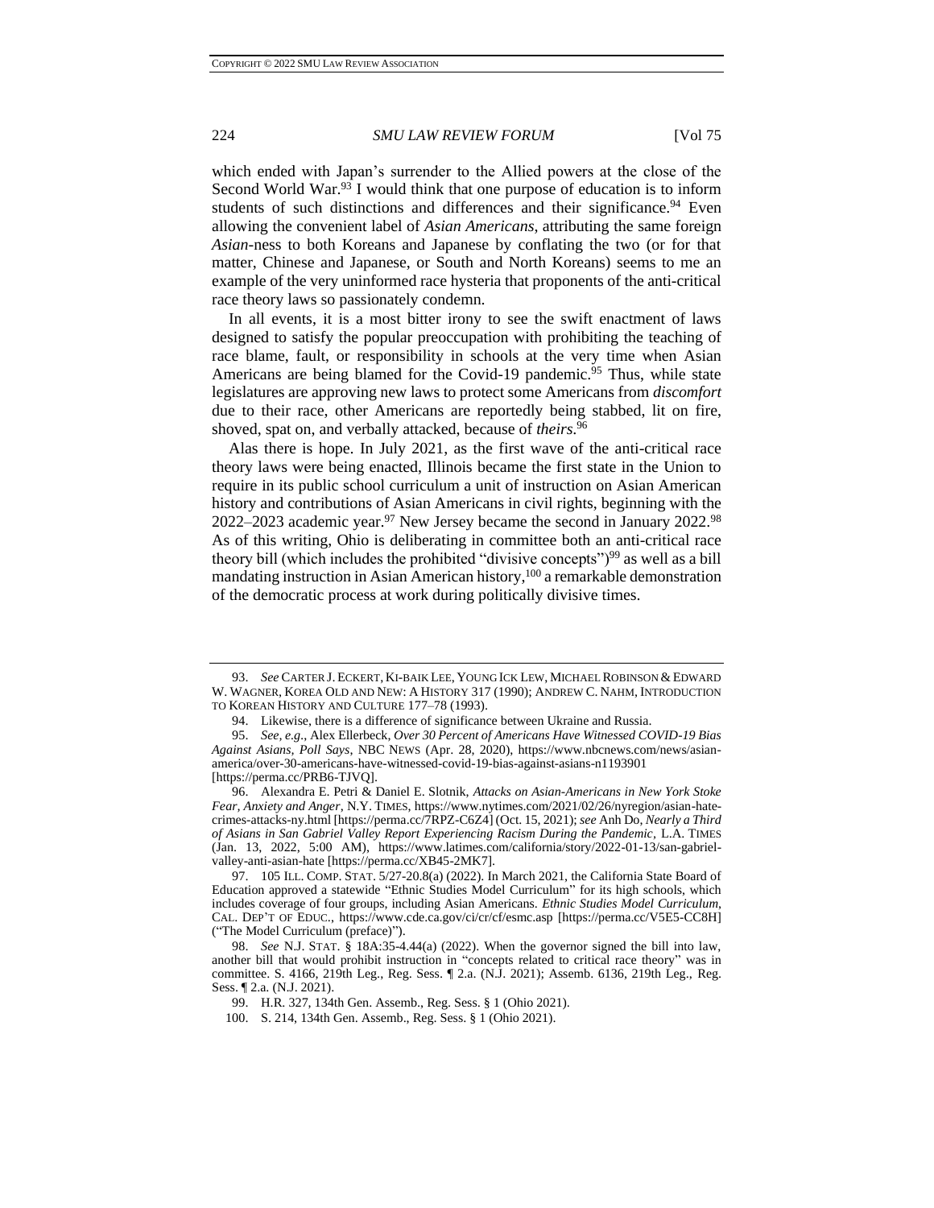which ended with Japan's surrender to the Allied powers at the close of the Second World War.[93] I would think that one purpose of education is to inform students of such distinctions and differences and their significance.[94] Even allowing the convenient label of *Asian Americans*, attributing the same foreign *Asian*-ness to both Koreans and Japanese by conflating the two (or for that matter, Chinese and Japanese, or South and North Koreans) seems to me an example of the very uninformed race hysteria that proponents of the anti-critical race theory laws so passionately condemn.

In all events, it is a most bitter irony to see the swift enactment of laws designed to satisfy the popular preoccupation with prohibiting the teaching of race blame, fault, or responsibility in schools at the very time when Asian Americans are being blamed for the Covid-19 pandemic.[95] Thus, while state legislatures are approving new laws to protect some Americans from *discomfort* due to their race, other Americans are reportedly being stabbed, lit on fire, shoved, spat on, and verbally attacked, because of *theirs*.[96]

Alas there is hope. In July 2021, as the first wave of the anti-critical race theory laws were being enacted, Illinois became the first state in the Union to require in its public school curriculum a unit of instruction on Asian American history and contributions of Asian Americans in civil rights, beginning with the 2022–2023 academic year.[97] New Jersey became the second in January 2022.[98] As of this writing, Ohio is deliberating in committee both an anti-critical race theory bill (which includes the prohibited "divisive concepts")[99] as well as a bill mandating instruction in Asian American history,[100] a remarkable demonstration of the democratic process at work during politically divisive times.

---

93. *See* CARTER J. ECKERT, KI-BAIK LEE, YOUNG ICK LEW, MICHAEL ROBINSON & EDWARD W. WAGNER, KOREA OLD AND NEW: A HISTORY 317 (1990); ANDREW C. NAHM, INTRODUCTION TO KOREAN HISTORY AND CULTURE 177–78 (1993).

94. Likewise, there is a difference of significance between Ukraine and Russia.

95. *See, e.g.*, Alex Ellerbeck, *Over 30 Percent of Americans Have Witnessed COVID-19 Bias Against Asians, Poll Says*, NBC NEWS (Apr. 28, 2020), https://www.nbcnews.com/news/asian-america/over-30-americans-have-witnessed-covid-19-bias-against-asians-n1193901 [https://perma.cc/PRB6-TJVQ].

96. Alexandra E. Petri & Daniel E. Slotnik, *Attacks on Asian-Americans in New York Stoke Fear, Anxiety and Anger*, N.Y. TIMES, https://www.nytimes.com/2021/02/26/nyregion/asian-hate-crimes-attacks-ny.html [https://perma.cc/7RPZ-C6Z4] (Oct. 15, 2021); *see* Anh Do, *Nearly a Third of Asians in San Gabriel Valley Report Experiencing Racism During the Pandemic*, L.A. TIMES (Jan. 13, 2022, 5:00 AM), https://www.latimes.com/california/story/2022-01-13/san-gabriel-valley-anti-asian-hate [https://perma.cc/XB45-2MK7].

97. 105 ILL. COMP. STAT. 5/27-20.8(a) (2022). In March 2021, the California State Board of Education approved a statewide "Ethnic Studies Model Curriculum" for its high schools, which includes coverage of four groups, including Asian Americans. *Ethnic Studies Model Curriculum*, CAL. DEP'T OF EDUC., https://www.cde.ca.gov/ci/cr/cf/esmc.asp [https://perma.cc/V5E5-CC8H] ("The Model Curriculum (preface)").

98. *See* N.J. STAT. § 18A:35-4.44(a) (2022). When the governor signed the bill into law, another bill that would prohibit instruction in "concepts related to critical race theory" was in committee. S. 4166, 219th Leg., Reg. Sess. ¶ 2.a. (N.J. 2021); Assemb. 6136, 219th Leg., Reg. Sess. ¶ 2.a. (N.J. 2021).

99. H.R. 327, 134th Gen. Assemb., Reg. Sess. § 1 (Ohio 2021).

100. S. 214, 134th Gen. Assemb., Reg. Sess. § 1 (Ohio 2021).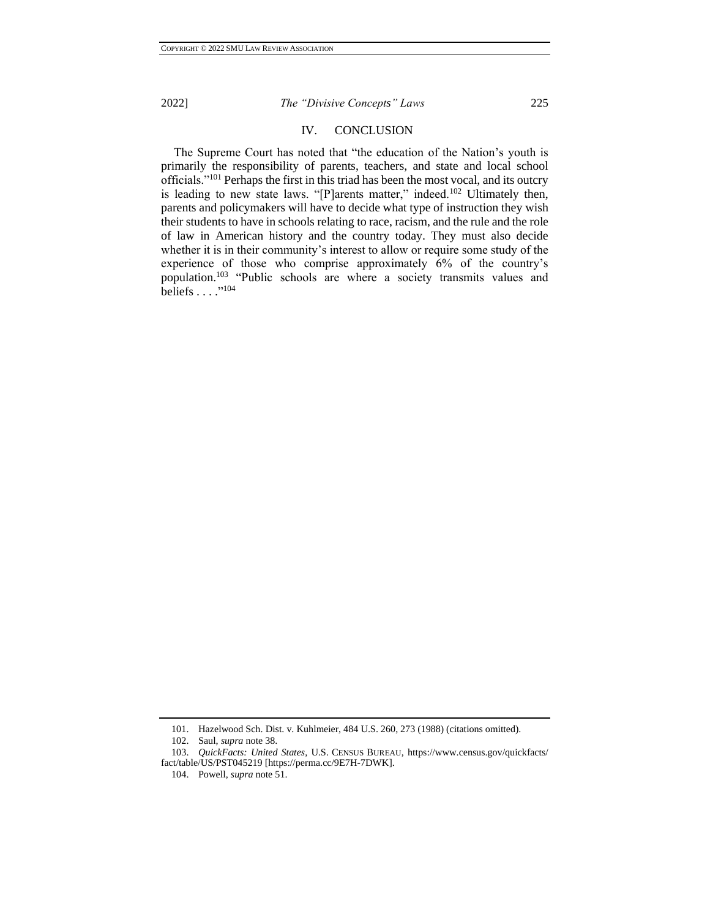## IV. CONCLUSION

The Supreme Court has noted that "the education of the Nation's youth is primarily the responsibility of parents, teachers, and state and local school officials."[101] Perhaps the first in this triad has been the most vocal, and its outcry is leading to new state laws. "[P]arents matter," indeed.[102] Ultimately then, parents and policymakers will have to decide what type of instruction they wish their students to have in schools relating to race, racism, and the rule and the role of law in American history and the country today. They must also decide whether it is in their community's interest to allow or require some study of the experience of those who comprise approximately 6% of the country's population.[103] "Public schools are where a society transmits values and beliefs . . . ."[104]

---

101. Hazelwood Sch. Dist. v. Kuhlmeier, 484 U.S. 260, 273 (1988) (citations omitted).

102. Saul, *supra* note 38.

103. *QuickFacts: United States*, U.S. CENSUS BUREAU, https://www.census.gov/quickfacts/fact/table/US/PST045219 [https://perma.cc/9E7H-7DWK].

104. Powell, *supra* note 51.